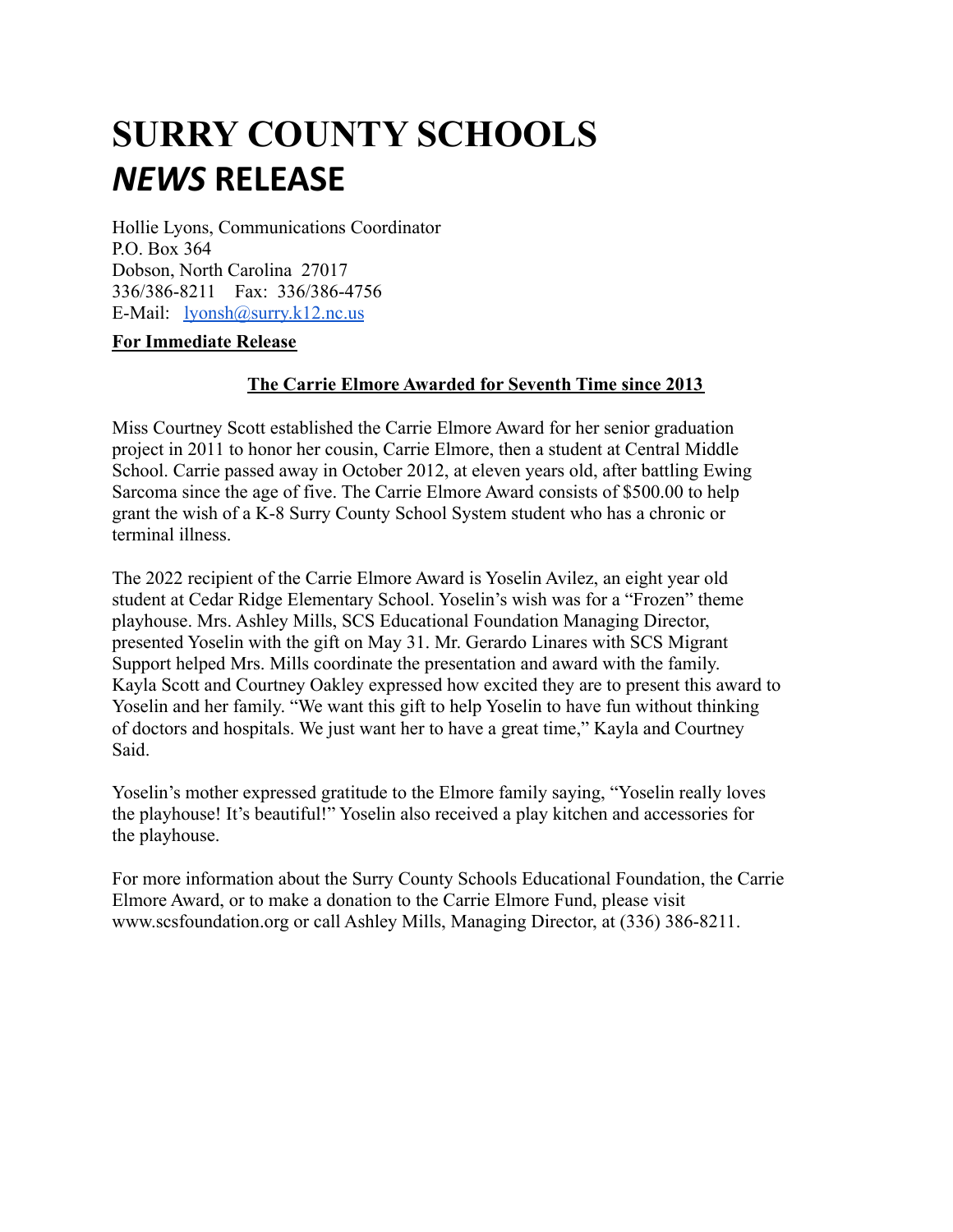# SURRY COUNTY SCHOOLS
# *NEWS* RELEASE

Hollie Lyons, Communications Coordinator
P.O. Box 364
Dobson, North Carolina 27017
336/386-8211 Fax: 336/386-4756
E-Mail: lyonsh@surry.k12.nc.us

**For Immediate Release**

**The Carrie Elmore Awarded for Seventh Time since 2013**

Miss Courtney Scott established the Carrie Elmore Award for her senior graduation project in 2011 to honor her cousin, Carrie Elmore, then a student at Central Middle School. Carrie passed away in October 2012, at eleven years old, after battling Ewing Sarcoma since the age of five. The Carrie Elmore Award consists of $500.00 to help grant the wish of a K-8 Surry County School System student who has a chronic or terminal illness.

The 2022 recipient of the Carrie Elmore Award is Yoselin Avilez, an eight year old student at Cedar Ridge Elementary School. Yoselin's wish was for a "Frozen" theme playhouse. Mrs. Ashley Mills, SCS Educational Foundation Managing Director, presented Yoselin with the gift on May 31. Mr. Gerardo Linares with SCS Migrant Support helped Mrs. Mills coordinate the presentation and award with the family. Kayla Scott and Courtney Oakley expressed how excited they are to present this award to Yoselin and her family. "We want this gift to help Yoselin to have fun without thinking of doctors and hospitals. We just want her to have a great time," Kayla and Courtney Said.

Yoselin's mother expressed gratitude to the Elmore family saying, "Yoselin really loves the playhouse! It's beautiful!" Yoselin also received a play kitchen and accessories for the playhouse.

For more information about the Surry County Schools Educational Foundation, the Carrie Elmore Award, or to make a donation to the Carrie Elmore Fund, please visit www.scsfoundation.org or call Ashley Mills, Managing Director, at (336) 386-8211.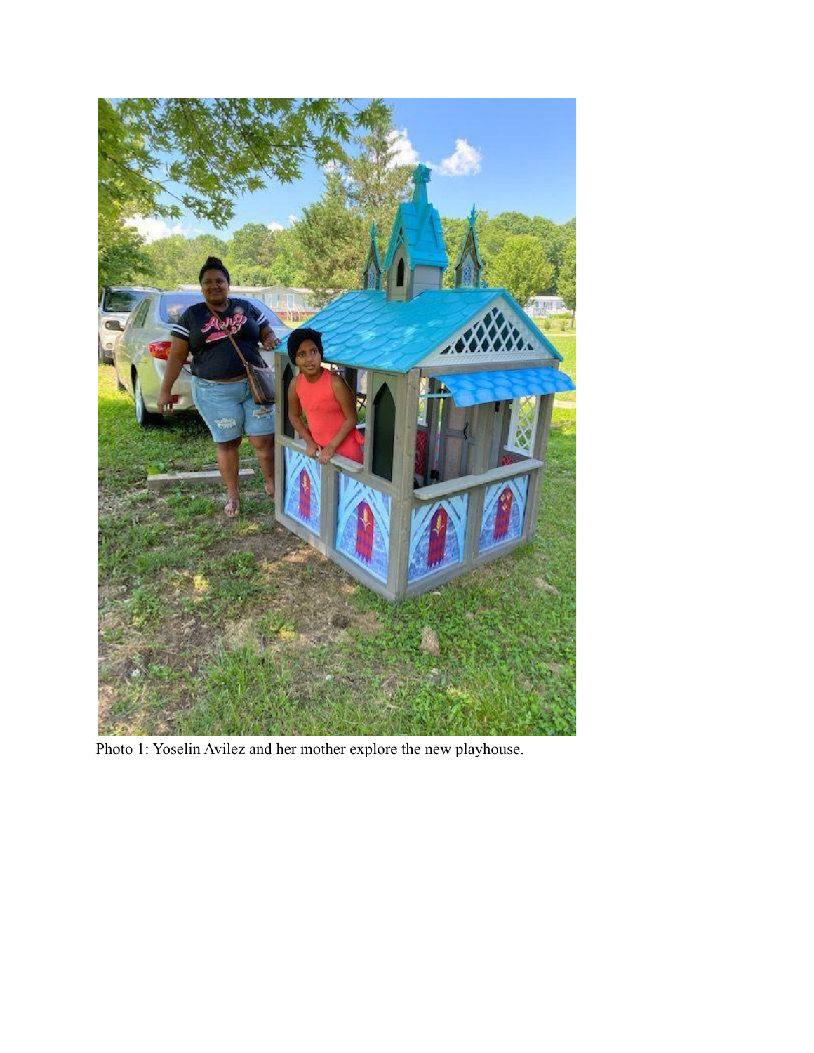Photo 1: Yoselin Avilez and her mother explore the new playhouse.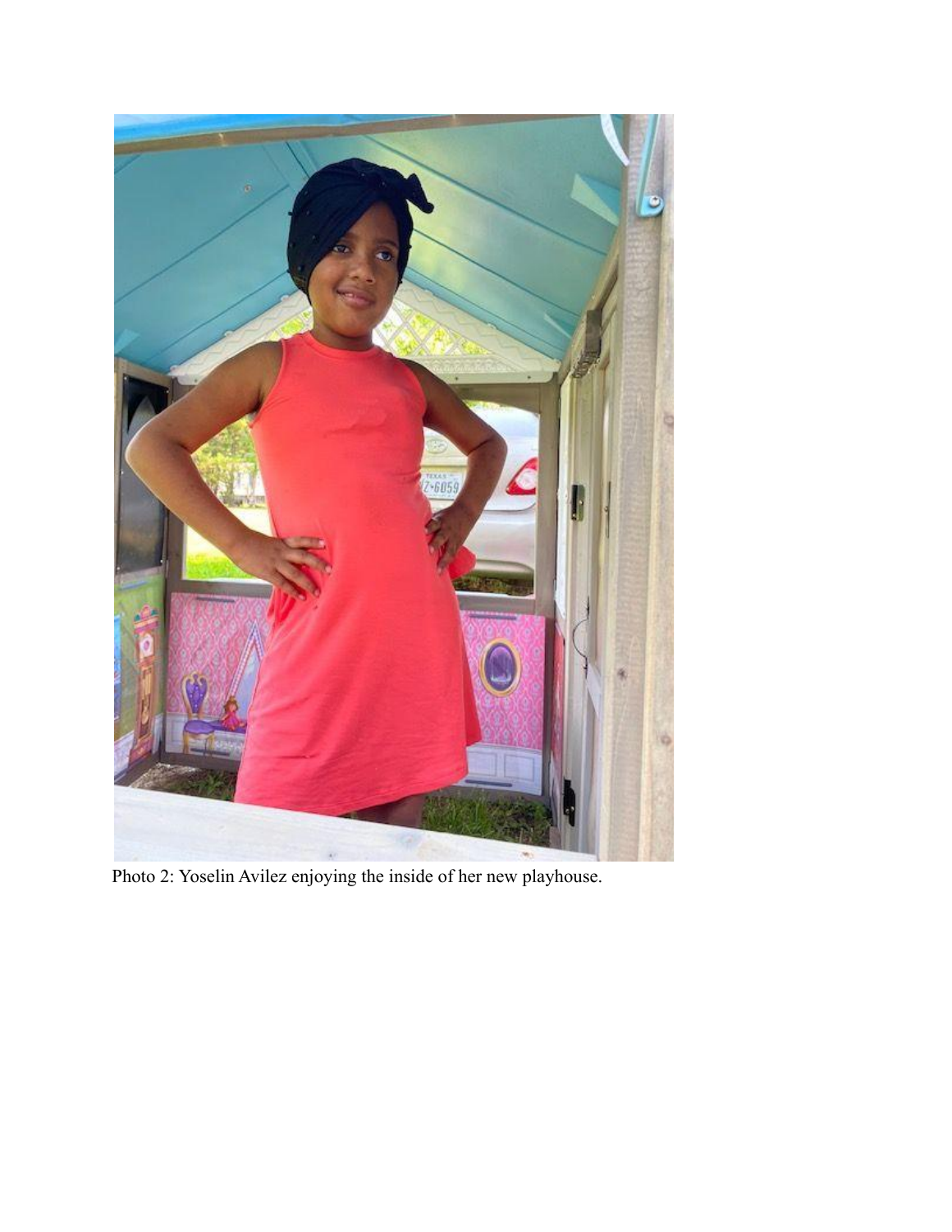Photo 2: Yoselin Avilez enjoying the inside of her new playhouse.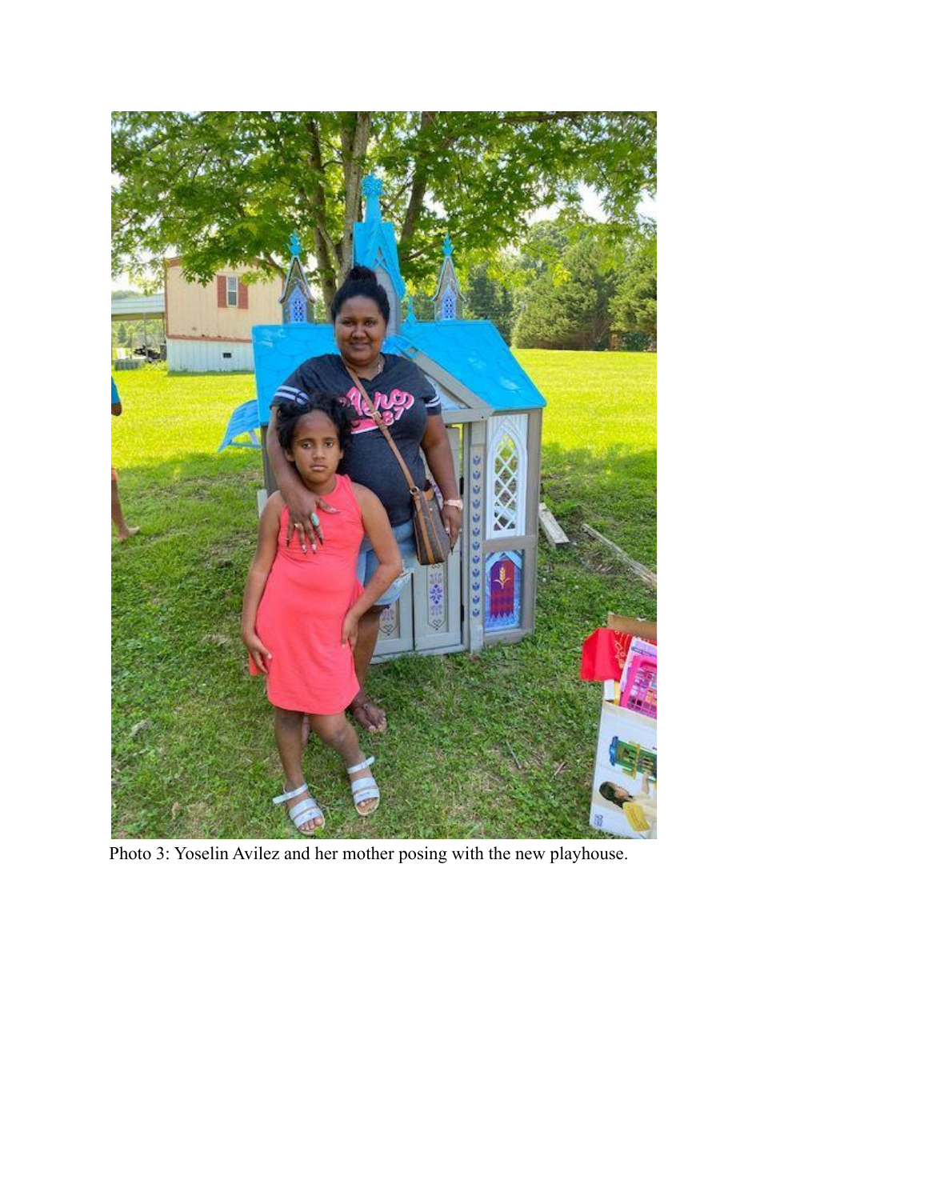Photo 3: Yoselin Avilez and her mother posing with the new playhouse.